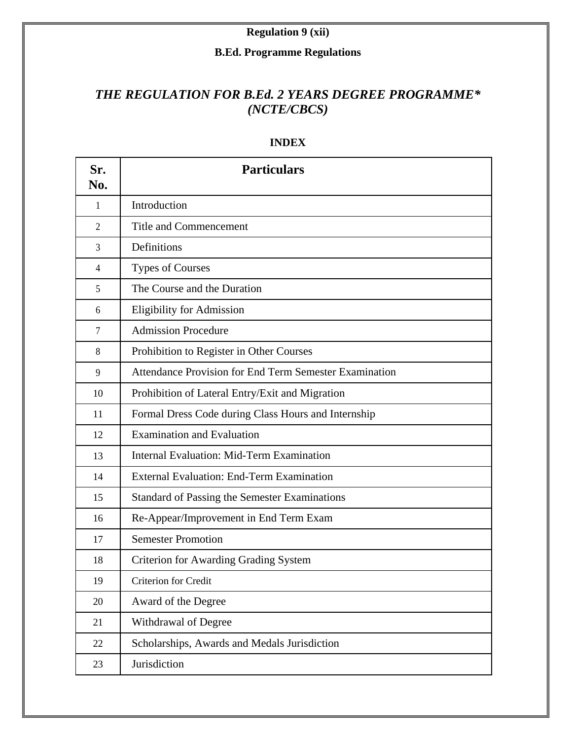**Regulation 9 (xii)**

**B.Ed. Programme Regulations**

# *THE REGULATION FOR B.Ed. 2 YEARS DEGREE PROGRAMME* (NCTE/CBCS)*

**INDEX**

| Sr. No. | Particulars |
|---|---|
| 1 | Introduction |
| 2 | Title and Commencement |
| 3 | Definitions |
| 4 | Types of Courses |
| 5 | The Course and the Duration |
| 6 | Eligibility for Admission |
| 7 | Admission Procedure |
| 8 | Prohibition to Register in Other Courses |
| 9 | Attendance Provision for End Term Semester Examination |
| 10 | Prohibition of Lateral Entry/Exit and Migration |
| 11 | Formal Dress Code during Class Hours and Internship |
| 12 | Examination and Evaluation |
| 13 | Internal Evaluation: Mid-Term Examination |
| 14 | External Evaluation: End-Term Examination |
| 15 | Standard of Passing the Semester Examinations |
| 16 | Re-Appear/Improvement in End Term Exam |
| 17 | Semester Promotion |
| 18 | Criterion for Awarding Grading System |
| 19 | Criterion for Credit |
| 20 | Award of the Degree |
| 21 | Withdrawal of Degree |
| 22 | Scholarships, Awards and Medals Jurisdiction |
| 23 | Jurisdiction |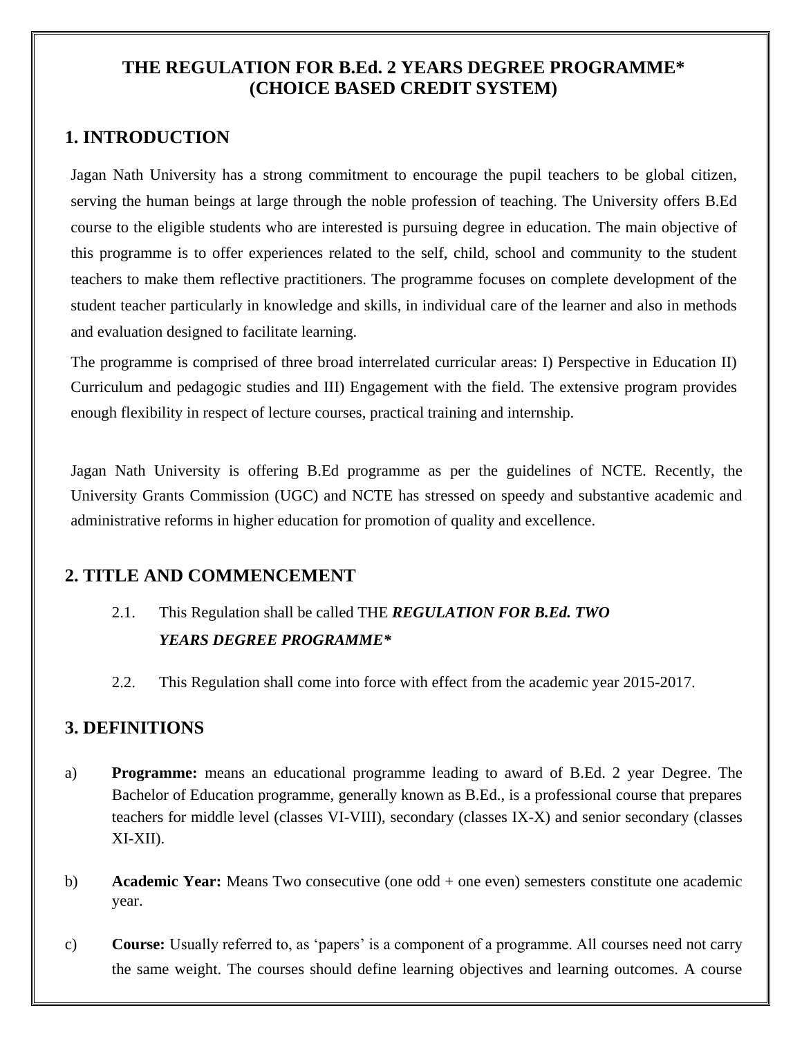# THE REGULATION FOR B.Ed. 2 YEARS DEGREE PROGRAMME* (CHOICE BASED CREDIT SYSTEM)

## 1. INTRODUCTION

Jagan Nath University has a strong commitment to encourage the pupil teachers to be global citizen, serving the human beings at large through the noble profession of teaching. The University offers B.Ed course to the eligible students who are interested is pursuing degree in education. The main objective of this programme is to offer experiences related to the self, child, school and community to the student teachers to make them reflective practitioners. The programme focuses on complete development of the student teacher particularly in knowledge and skills, in individual care of the learner and also in methods and evaluation designed to facilitate learning.

The programme is comprised of three broad interrelated curricular areas: I) Perspective in Education II) Curriculum and pedagogic studies and III) Engagement with the field. The extensive program provides enough flexibility in respect of lecture courses, practical training and internship.

Jagan Nath University is offering B.Ed programme as per the guidelines of NCTE. Recently, the University Grants Commission (UGC) and NCTE has stressed on speedy and substantive academic and administrative reforms in higher education for promotion of quality and excellence.

## 2. TITLE AND COMMENCEMENT

2.1. This Regulation shall be called THE ***REGULATION FOR B.Ed. TWO YEARS DEGREE PROGRAMME****

2.2. This Regulation shall come into force with effect from the academic year 2015-2017.

## 3. DEFINITIONS

a) **Programme:** means an educational programme leading to award of B.Ed. 2 year Degree. The Bachelor of Education programme, generally known as B.Ed., is a professional course that prepares teachers for middle level (classes VI-VIII), secondary (classes IX-X) and senior secondary (classes XI-XII).

b) **Academic Year:** Means Two consecutive (one odd + one even) semesters constitute one academic year.

c) **Course:** Usually referred to, as 'papers' is a component of a programme. All courses need not carry the same weight. The courses should define learning objectives and learning outcomes. A course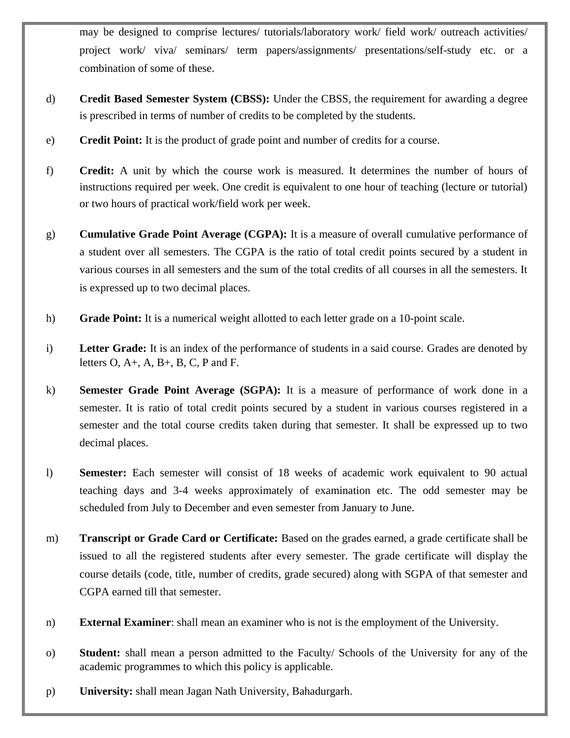may be designed to comprise lectures/ tutorials/laboratory work/ field work/ outreach activities/ project work/ viva/ seminars/ term papers/assignments/ presentations/self-study etc. or a combination of some of these.

d) **Credit Based Semester System (CBSS):** Under the CBSS, the requirement for awarding a degree is prescribed in terms of number of credits to be completed by the students.

e) **Credit Point:** It is the product of grade point and number of credits for a course.

f) **Credit:** A unit by which the course work is measured. It determines the number of hours of instructions required per week. One credit is equivalent to one hour of teaching (lecture or tutorial) or two hours of practical work/field work per week.

g) **Cumulative Grade Point Average (CGPA):** It is a measure of overall cumulative performance of a student over all semesters. The CGPA is the ratio of total credit points secured by a student in various courses in all semesters and the sum of the total credits of all courses in all the semesters. It is expressed up to two decimal places.

h) **Grade Point:** It is a numerical weight allotted to each letter grade on a 10-point scale.

i) **Letter Grade:** It is an index of the performance of students in a said course. Grades are denoted by letters O, A+, A, B+, B, C, P and F.

k) **Semester Grade Point Average (SGPA):** It is a measure of performance of work done in a semester. It is ratio of total credit points secured by a student in various courses registered in a semester and the total course credits taken during that semester. It shall be expressed up to two decimal places.

l) **Semester:** Each semester will consist of 18 weeks of academic work equivalent to 90 actual teaching days and 3-4 weeks approximately of examination etc. The odd semester may be scheduled from July to December and even semester from January to June.

m) **Transcript or Grade Card or Certificate:** Based on the grades earned, a grade certificate shall be issued to all the registered students after every semester. The grade certificate will display the course details (code, title, number of credits, grade secured) along with SGPA of that semester and CGPA earned till that semester.

n) **External Examiner**: shall mean an examiner who is not is the employment of the University.

o) **Student:** shall mean a person admitted to the Faculty/ Schools of the University for any of the academic programmes to which this policy is applicable.

p) **University:** shall mean Jagan Nath University, Bahadurgarh.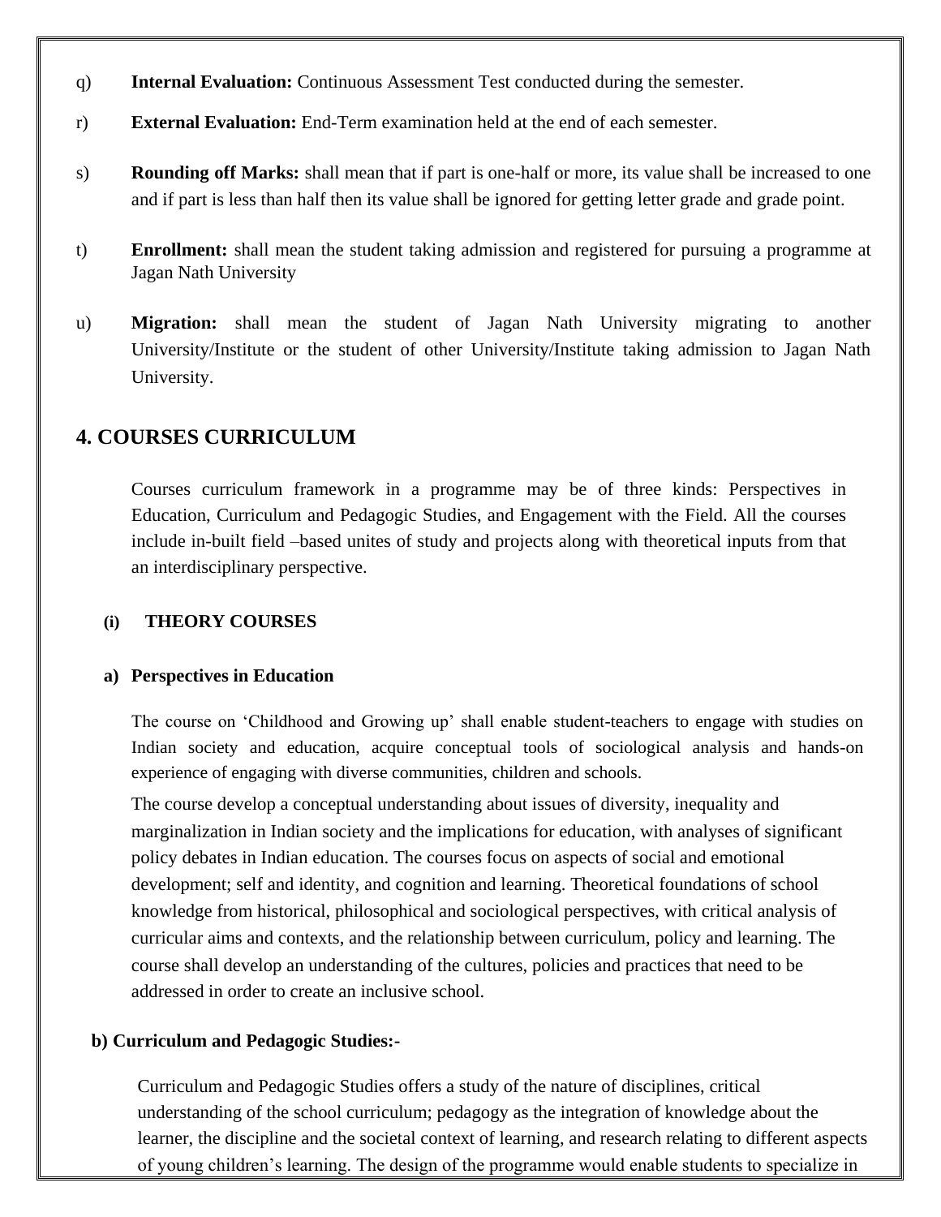q) **Internal Evaluation:** Continuous Assessment Test conducted during the semester.

r) **External Evaluation:** End-Term examination held at the end of each semester.

s) **Rounding off Marks:** shall mean that if part is one-half or more, its value shall be increased to one and if part is less than half then its value shall be ignored for getting letter grade and grade point.

t) **Enrollment:** shall mean the student taking admission and registered for pursuing a programme at Jagan Nath University

u) **Migration:** shall mean the student of Jagan Nath University migrating to another University/Institute or the student of other University/Institute taking admission to Jagan Nath University.

## 4. COURSES CURRICULUM

Courses curriculum framework in a programme may be of three kinds: Perspectives in Education, Curriculum and Pedagogic Studies, and Engagement with the Field. All the courses include in-built field –based unites of study and projects along with theoretical inputs from that an interdisciplinary perspective.

### (i) THEORY COURSES

#### a) Perspectives in Education

The course on 'Childhood and Growing up' shall enable student-teachers to engage with studies on Indian society and education, acquire conceptual tools of sociological analysis and hands-on experience of engaging with diverse communities, children and schools.

The course develop a conceptual understanding about issues of diversity, inequality and marginalization in Indian society and the implications for education, with analyses of significant policy debates in Indian education. The courses focus on aspects of social and emotional development; self and identity, and cognition and learning. Theoretical foundations of school knowledge from historical, philosophical and sociological perspectives, with critical analysis of curricular aims and contexts, and the relationship between curriculum, policy and learning. The course shall develop an understanding of the cultures, policies and practices that need to be addressed in order to create an inclusive school.

#### b) Curriculum and Pedagogic Studies:-

Curriculum and Pedagogic Studies offers a study of the nature of disciplines, critical understanding of the school curriculum; pedagogy as the integration of knowledge about the learner, the discipline and the societal context of learning, and research relating to different aspects of young children's learning. The design of the programme would enable students to specialize in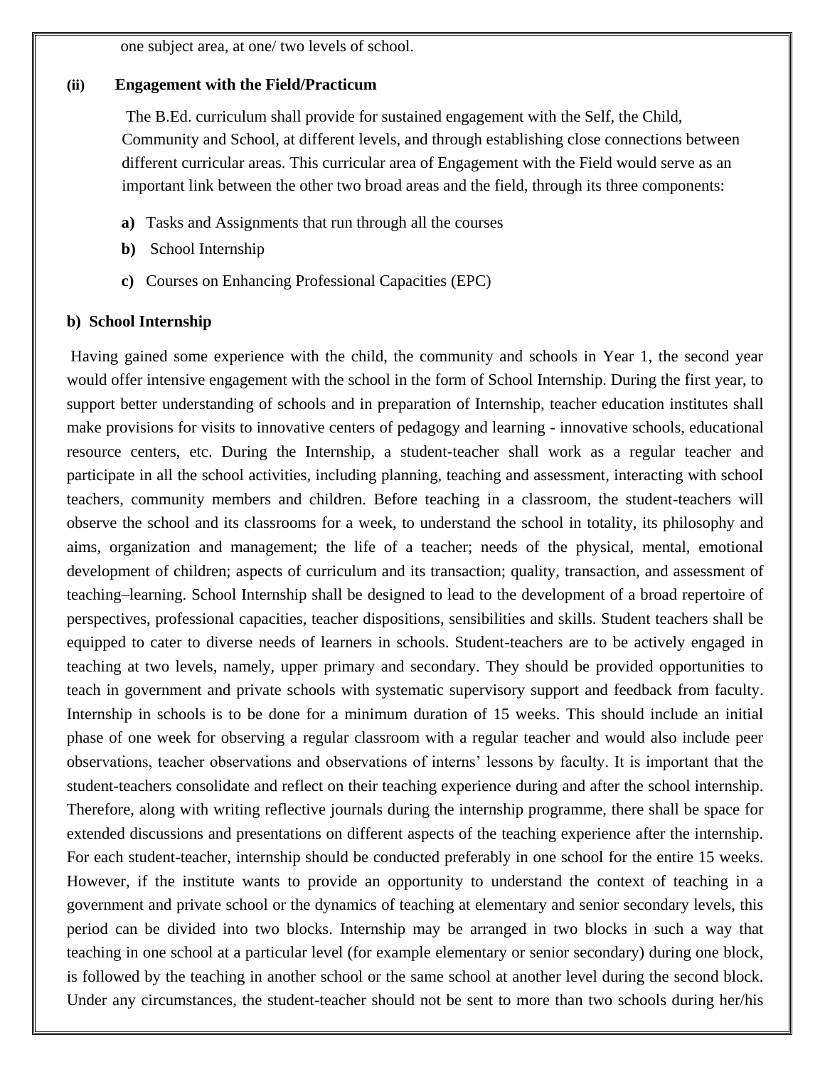one subject area, at one/ two levels of school.

**(ii) Engagement with the Field/Practicum**

The B.Ed. curriculum shall provide for sustained engagement with the Self, the Child, Community and School, at different levels, and through establishing close connections between different curricular areas. This curricular area of Engagement with the Field would serve as an important link between the other two broad areas and the field, through its three components:

**a)** Tasks and Assignments that run through all the courses

**b)** School Internship

**c)** Courses on Enhancing Professional Capacities (EPC)

**b) School Internship**

Having gained some experience with the child, the community and schools in Year 1, the second year would offer intensive engagement with the school in the form of School Internship. During the first year, to support better understanding of schools and in preparation of Internship, teacher education institutes shall make provisions for visits to innovative centers of pedagogy and learning - innovative schools, educational resource centers, etc. During the Internship, a student-teacher shall work as a regular teacher and participate in all the school activities, including planning, teaching and assessment, interacting with school teachers, community members and children. Before teaching in a classroom, the student-teachers will observe the school and its classrooms for a week, to understand the school in totality, its philosophy and aims, organization and management; the life of a teacher; needs of the physical, mental, emotional development of children; aspects of curriculum and its transaction; quality, transaction, and assessment of teaching–learning. School Internship shall be designed to lead to the development of a broad repertoire of perspectives, professional capacities, teacher dispositions, sensibilities and skills. Student teachers shall be equipped to cater to diverse needs of learners in schools. Student-teachers are to be actively engaged in teaching at two levels, namely, upper primary and secondary. They should be provided opportunities to teach in government and private schools with systematic supervisory support and feedback from faculty. Internship in schools is to be done for a minimum duration of 15 weeks. This should include an initial phase of one week for observing a regular classroom with a regular teacher and would also include peer observations, teacher observations and observations of interns' lessons by faculty. It is important that the student-teachers consolidate and reflect on their teaching experience during and after the school internship. Therefore, along with writing reflective journals during the internship programme, there shall be space for extended discussions and presentations on different aspects of the teaching experience after the internship. For each student-teacher, internship should be conducted preferably in one school for the entire 15 weeks. However, if the institute wants to provide an opportunity to understand the context of teaching in a government and private school or the dynamics of teaching at elementary and senior secondary levels, this period can be divided into two blocks. Internship may be arranged in two blocks in such a way that teaching in one school at a particular level (for example elementary or senior secondary) during one block, is followed by the teaching in another school or the same school at another level during the second block. Under any circumstances, the student-teacher should not be sent to more than two schools during her/his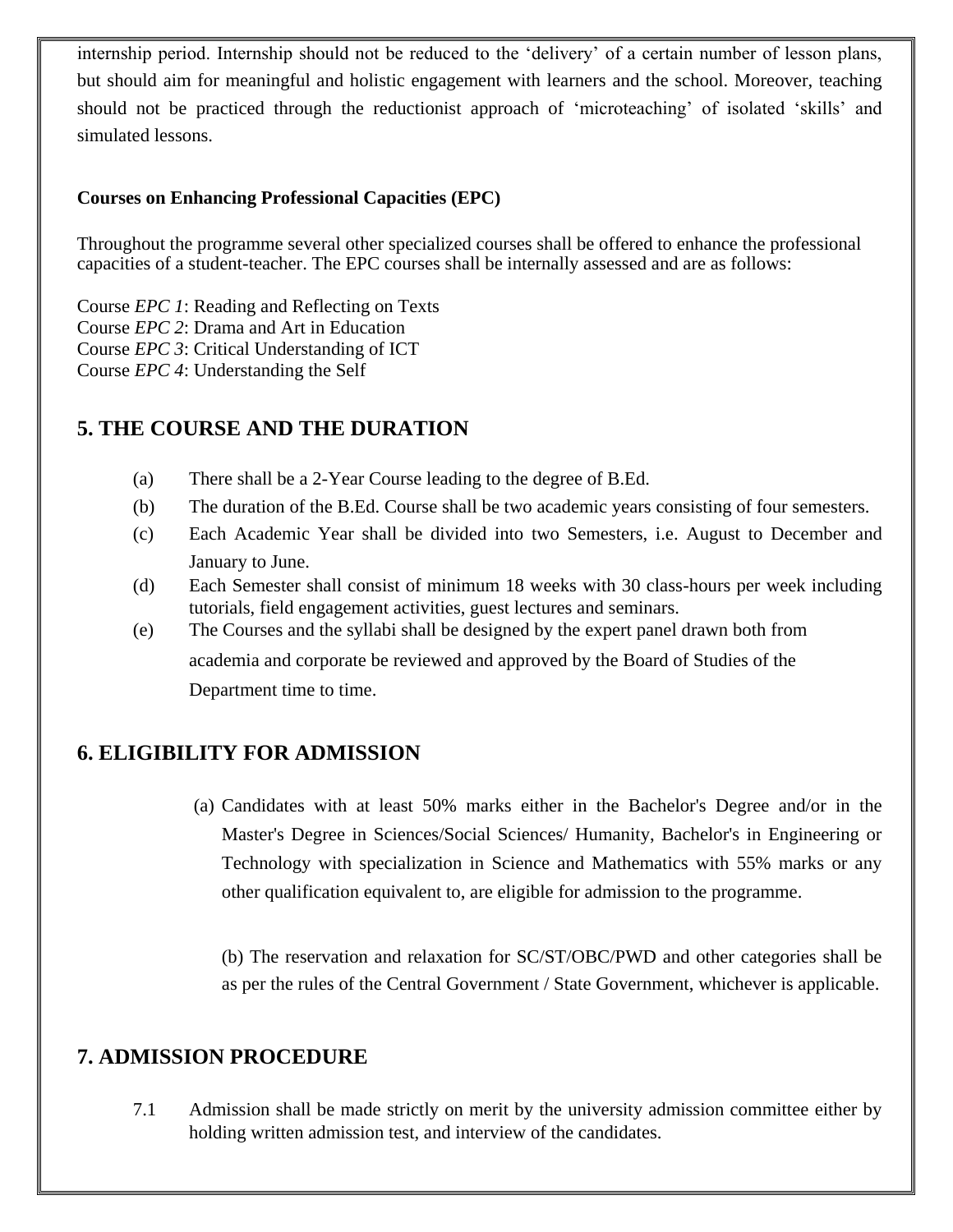internship period. Internship should not be reduced to the 'delivery' of a certain number of lesson plans, but should aim for meaningful and holistic engagement with learners and the school. Moreover, teaching should not be practiced through the reductionist approach of 'microteaching' of isolated 'skills' and simulated lessons.

**Courses on Enhancing Professional Capacities (EPC)**

Throughout the programme several other specialized courses shall be offered to enhance the professional capacities of a student-teacher. The EPC courses shall be internally assessed and are as follows:

Course *EPC 1*: Reading and Reflecting on Texts
Course *EPC 2*: Drama and Art in Education
Course *EPC 3*: Critical Understanding of ICT
Course *EPC 4*: Understanding the Self

## 5. THE COURSE AND THE DURATION

(a) There shall be a 2-Year Course leading to the degree of B.Ed.

(b) The duration of the B.Ed. Course shall be two academic years consisting of four semesters.

(c) Each Academic Year shall be divided into two Semesters, i.e. August to December and January to June.

(d) Each Semester shall consist of minimum 18 weeks with 30 class-hours per week including tutorials, field engagement activities, guest lectures and seminars.

(e) The Courses and the syllabi shall be designed by the expert panel drawn both from academia and corporate be reviewed and approved by the Board of Studies of the Department time to time.

## 6. ELIGIBILITY FOR ADMISSION

(a) Candidates with at least 50% marks either in the Bachelor's Degree and/or in the Master's Degree in Sciences/Social Sciences/ Humanity, Bachelor's in Engineering or Technology with specialization in Science and Mathematics with 55% marks or any other qualification equivalent to, are eligible for admission to the programme.

(b) The reservation and relaxation for SC/ST/OBC/PWD and other categories shall be as per the rules of the Central Government / State Government, whichever is applicable.

## 7. ADMISSION PROCEDURE

7.1 Admission shall be made strictly on merit by the university admission committee either by holding written admission test, and interview of the candidates.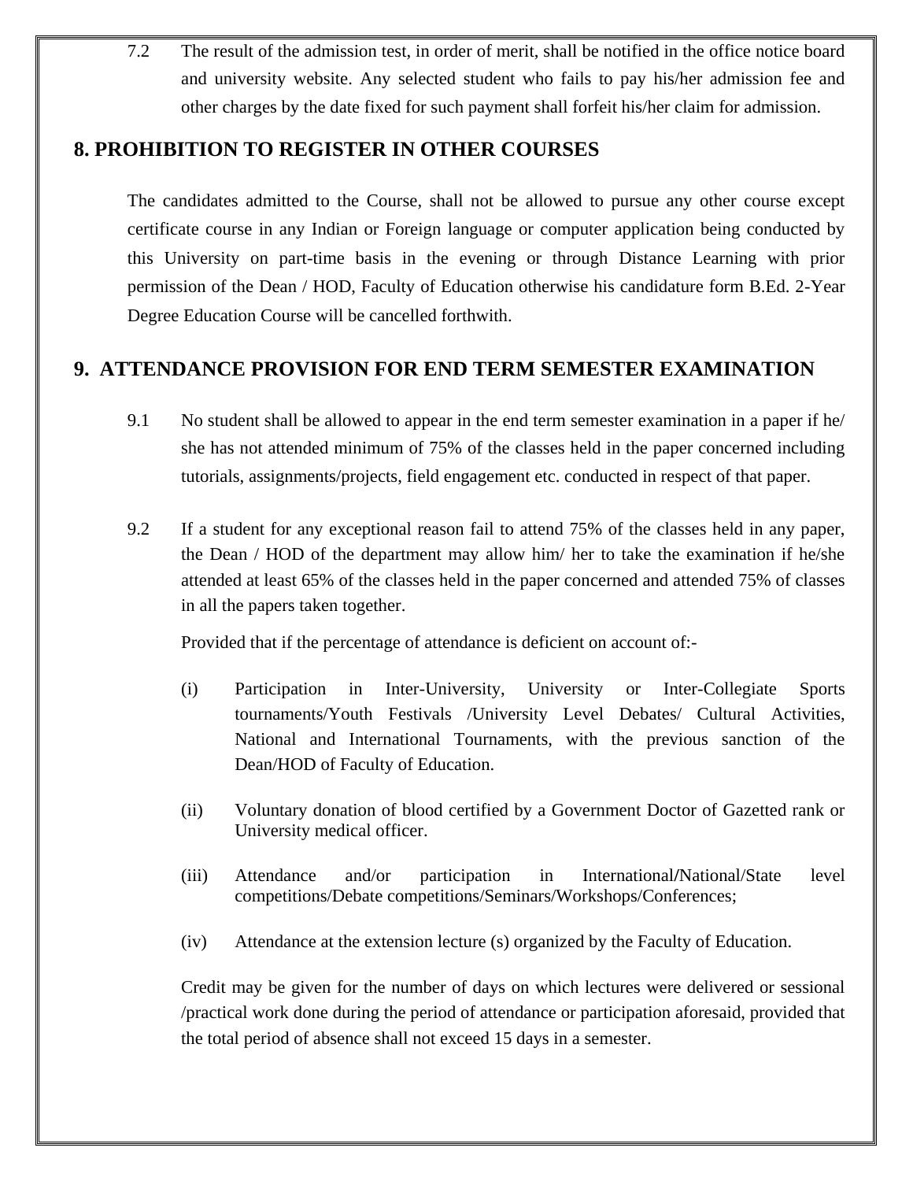7.2 The result of the admission test, in order of merit, shall be notified in the office notice board and university website. Any selected student who fails to pay his/her admission fee and other charges by the date fixed for such payment shall forfeit his/her claim for admission.

## 8. PROHIBITION TO REGISTER IN OTHER COURSES

The candidates admitted to the Course, shall not be allowed to pursue any other course except certificate course in any Indian or Foreign language or computer application being conducted by this University on part-time basis in the evening or through Distance Learning with prior permission of the Dean / HOD, Faculty of Education otherwise his candidature form B.Ed. 2-Year Degree Education Course will be cancelled forthwith.

## 9. ATTENDANCE PROVISION FOR END TERM SEMESTER EXAMINATION

9.1 No student shall be allowed to appear in the end term semester examination in a paper if he/ she has not attended minimum of 75% of the classes held in the paper concerned including tutorials, assignments/projects, field engagement etc. conducted in respect of that paper.

9.2 If a student for any exceptional reason fail to attend 75% of the classes held in any paper, the Dean / HOD of the department may allow him/ her to take the examination if he/she attended at least 65% of the classes held in the paper concerned and attended 75% of classes in all the papers taken together.

Provided that if the percentage of attendance is deficient on account of:-

(i) Participation in Inter-University, University or Inter-Collegiate Sports tournaments/Youth Festivals /University Level Debates/ Cultural Activities, National and International Tournaments, with the previous sanction of the Dean/HOD of Faculty of Education.

(ii) Voluntary donation of blood certified by a Government Doctor of Gazetted rank or University medical officer.

(iii) Attendance and/or participation in International/National/State level competitions/Debate competitions/Seminars/Workshops/Conferences;

(iv) Attendance at the extension lecture (s) organized by the Faculty of Education.

Credit may be given for the number of days on which lectures were delivered or sessional /practical work done during the period of attendance or participation aforesaid, provided that the total period of absence shall not exceed 15 days in a semester.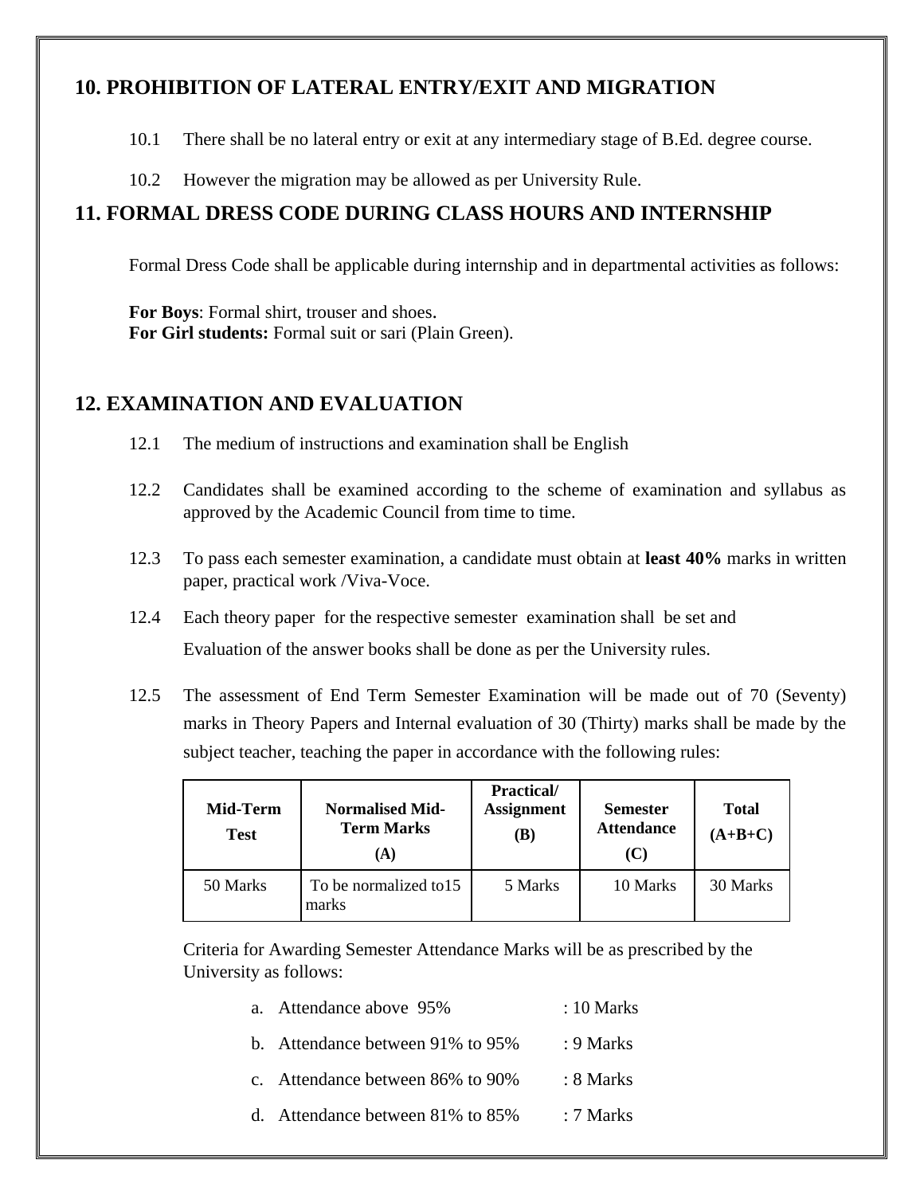## 10. PROHIBITION OF LATERAL ENTRY/EXIT AND MIGRATION

10.1 There shall be no lateral entry or exit at any intermediary stage of B.Ed. degree course.

10.2 However the migration may be allowed as per University Rule.

## 11. FORMAL DRESS CODE DURING CLASS HOURS AND INTERNSHIP

Formal Dress Code shall be applicable during internship and in departmental activities as follows:

**For Boys**: Formal shirt, trouser and shoes.
**For Girl students:** Formal suit or sari (Plain Green).

## 12. EXAMINATION AND EVALUATION

12.1 The medium of instructions and examination shall be English

12.2 Candidates shall be examined according to the scheme of examination and syllabus as approved by the Academic Council from time to time.

12.3 To pass each semester examination, a candidate must obtain at **least 40%** marks in written paper, practical work /Viva-Voce.

12.4 Each theory paper for the respective semester examination shall be set and Evaluation of the answer books shall be done as per the University rules.

12.5 The assessment of End Term Semester Examination will be made out of 70 (Seventy) marks in Theory Papers and Internal evaluation of 30 (Thirty) marks shall be made by the subject teacher, teaching the paper in accordance with the following rules:

| Mid-Term Test | Normalised Mid-Term Marks (A) | Practical/ Assignment (B) | Semester Attendance (C) | Total (A+B+C) |
|---|---|---|---|---|
| 50 Marks | To be normalized to15 marks | 5 Marks | 10 Marks | 30 Marks |

Criteria for Awarding Semester Attendance Marks will be as prescribed by the University as follows:

a. Attendance above 95% : 10 Marks
b. Attendance between 91% to 95% : 9 Marks
c. Attendance between 86% to 90% : 8 Marks
d. Attendance between 81% to 85% : 7 Marks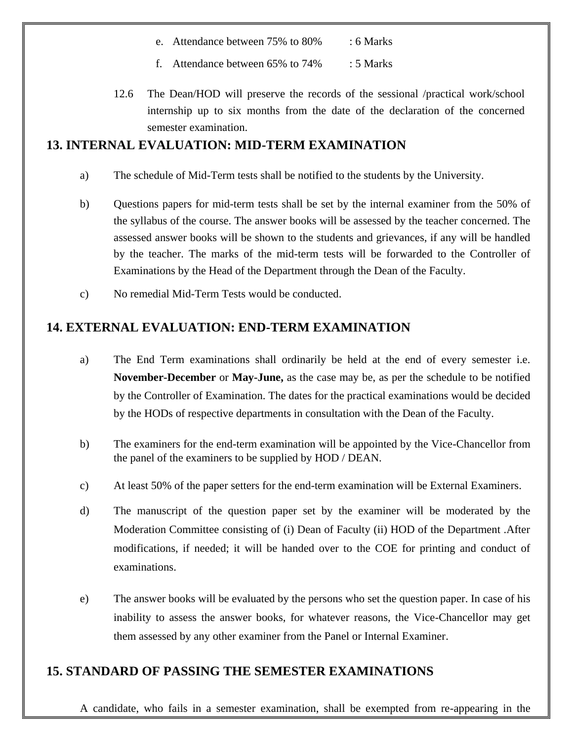e. Attendance between 75% to 80% : 6 Marks

f. Attendance between 65% to 74% : 5 Marks

12.6 The Dean/HOD will preserve the records of the sessional /practical work/school internship up to six months from the date of the declaration of the concerned semester examination.

## 13. INTERNAL EVALUATION: MID-TERM EXAMINATION

a) The schedule of Mid-Term tests shall be notified to the students by the University.

b) Questions papers for mid-term tests shall be set by the internal examiner from the 50% of the syllabus of the course. The answer books will be assessed by the teacher concerned. The assessed answer books will be shown to the students and grievances, if any will be handled by the teacher. The marks of the mid-term tests will be forwarded to the Controller of Examinations by the Head of the Department through the Dean of the Faculty.

c) No remedial Mid-Term Tests would be conducted.

## 14. EXTERNAL EVALUATION: END-TERM EXAMINATION

a) The End Term examinations shall ordinarily be held at the end of every semester i.e. **November-December** or **May-June,** as the case may be, as per the schedule to be notified by the Controller of Examination. The dates for the practical examinations would be decided by the HODs of respective departments in consultation with the Dean of the Faculty.

b) The examiners for the end-term examination will be appointed by the Vice-Chancellor from the panel of the examiners to be supplied by HOD / DEAN.

c) At least 50% of the paper setters for the end-term examination will be External Examiners.

d) The manuscript of the question paper set by the examiner will be moderated by the Moderation Committee consisting of (i) Dean of Faculty (ii) HOD of the Department .After modifications, if needed; it will be handed over to the COE for printing and conduct of examinations.

e) The answer books will be evaluated by the persons who set the question paper. In case of his inability to assess the answer books, for whatever reasons, the Vice-Chancellor may get them assessed by any other examiner from the Panel or Internal Examiner.

## 15. STANDARD OF PASSING THE SEMESTER EXAMINATIONS

A candidate, who fails in a semester examination, shall be exempted from re-appearing in the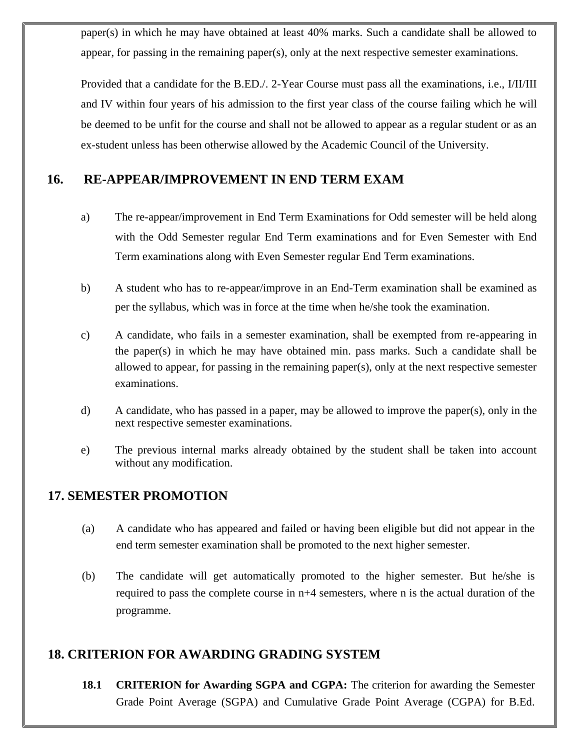paper(s) in which he may have obtained at least 40% marks. Such a candidate shall be allowed to appear, for passing in the remaining paper(s), only at the next respective semester examinations.

Provided that a candidate for the B.ED./. 2-Year Course must pass all the examinations, i.e., I/II/III and IV within four years of his admission to the first year class of the course failing which he will be deemed to be unfit for the course and shall not be allowed to appear as a regular student or as an ex-student unless has been otherwise allowed by the Academic Council of the University.

## 16. RE-APPEAR/IMPROVEMENT IN END TERM EXAM

a) The re-appear/improvement in End Term Examinations for Odd semester will be held along with the Odd Semester regular End Term examinations and for Even Semester with End Term examinations along with Even Semester regular End Term examinations.

b) A student who has to re-appear/improve in an End-Term examination shall be examined as per the syllabus, which was in force at the time when he/she took the examination.

c) A candidate, who fails in a semester examination, shall be exempted from re-appearing in the paper(s) in which he may have obtained min. pass marks. Such a candidate shall be allowed to appear, for passing in the remaining paper(s), only at the next respective semester examinations.

d) A candidate, who has passed in a paper, may be allowed to improve the paper(s), only in the next respective semester examinations.

e) The previous internal marks already obtained by the student shall be taken into account without any modification.

## 17. SEMESTER PROMOTION

(a) A candidate who has appeared and failed or having been eligible but did not appear in the end term semester examination shall be promoted to the next higher semester.

(b) The candidate will get automatically promoted to the higher semester. But he/she is required to pass the complete course in n+4 semesters, where n is the actual duration of the programme.

## 18. CRITERION FOR AWARDING GRADING SYSTEM

**18.1 CRITERION for Awarding SGPA and CGPA:** The criterion for awarding the Semester Grade Point Average (SGPA) and Cumulative Grade Point Average (CGPA) for B.Ed.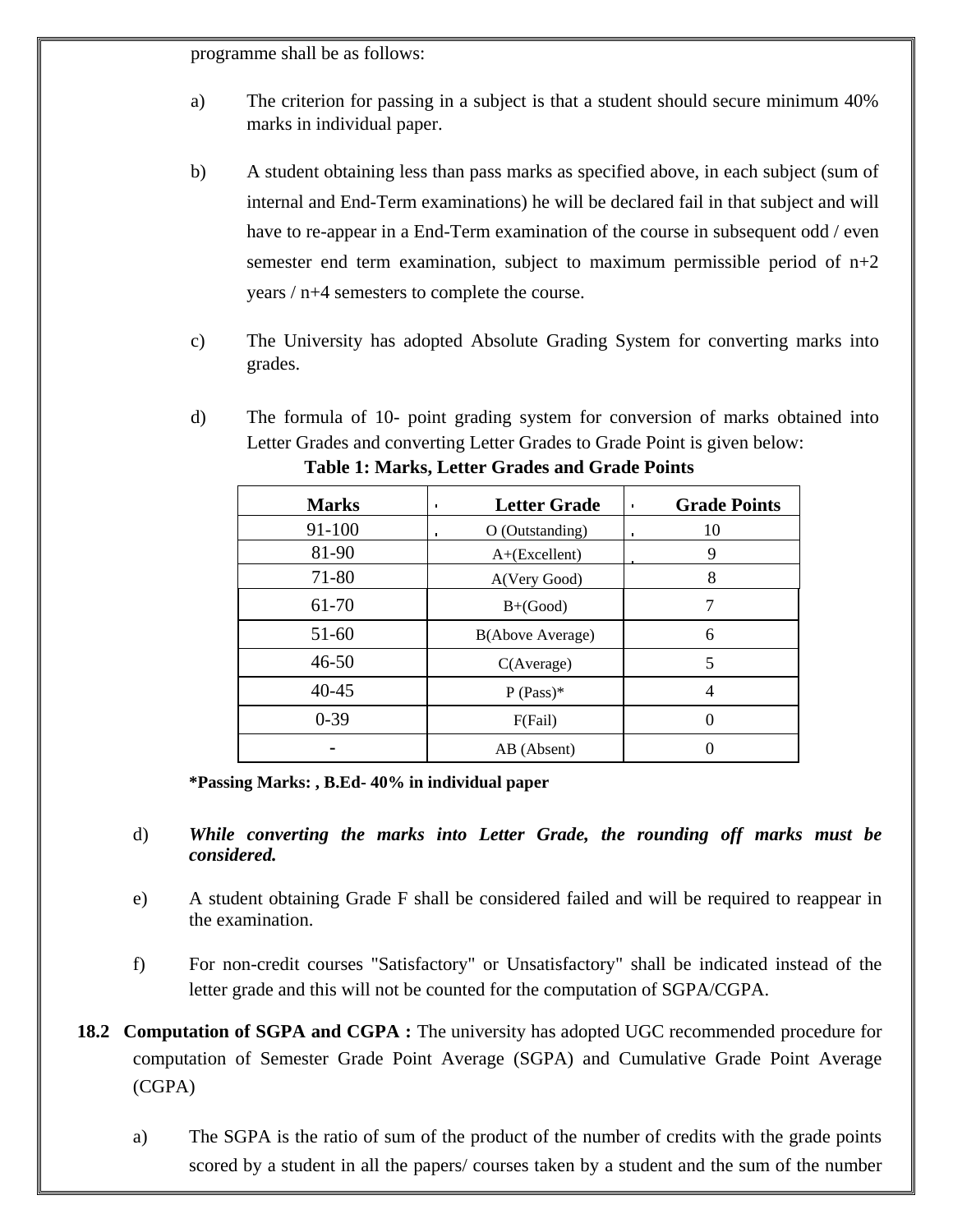programme shall be as follows:

a) The criterion for passing in a subject is that a student should secure minimum 40% marks in individual paper.

b) A student obtaining less than pass marks as specified above, in each subject (sum of internal and End-Term examinations) he will be declared fail in that subject and will have to re-appear in a End-Term examination of the course in subsequent odd / even semester end term examination, subject to maximum permissible period of n+2 years / n+4 semesters to complete the course.

c) The University has adopted Absolute Grading System for converting marks into grades.

d) The formula of 10- point grading system for conversion of marks obtained into Letter Grades and converting Letter Grades to Grade Point is given below:

**Table 1: Marks, Letter Grades and Grade Points**

| Marks | Letter Grade | Grade Points |
|---|---|---|
| 91-100 | O (Outstanding) | 10 |
| 81-90 | A+(Excellent) | 9 |
| 71-80 | A(Very Good) | 8 |
| 61-70 | B+(Good) | 7 |
| 51-60 | B(Above Average) | 6 |
| 46-50 | C(Average) | 5 |
| 40-45 | P (Pass)* | 4 |
| 0-39 | F(Fail) | 0 |
| - | AB (Absent) | 0 |

**\*Passing Marks: , B.Ed- 40% in individual paper**

d) ***While converting the marks into Letter Grade, the rounding off marks must be considered.***

e) A student obtaining Grade F shall be considered failed and will be required to reappear in the examination.

f) For non-credit courses "Satisfactory" or Unsatisfactory" shall be indicated instead of the letter grade and this will not be counted for the computation of SGPA/CGPA.

**18.2 Computation of SGPA and CGPA :** The university has adopted UGC recommended procedure for computation of Semester Grade Point Average (SGPA) and Cumulative Grade Point Average (CGPA)

a) The SGPA is the ratio of sum of the product of the number of credits with the grade points scored by a student in all the papers/ courses taken by a student and the sum of the number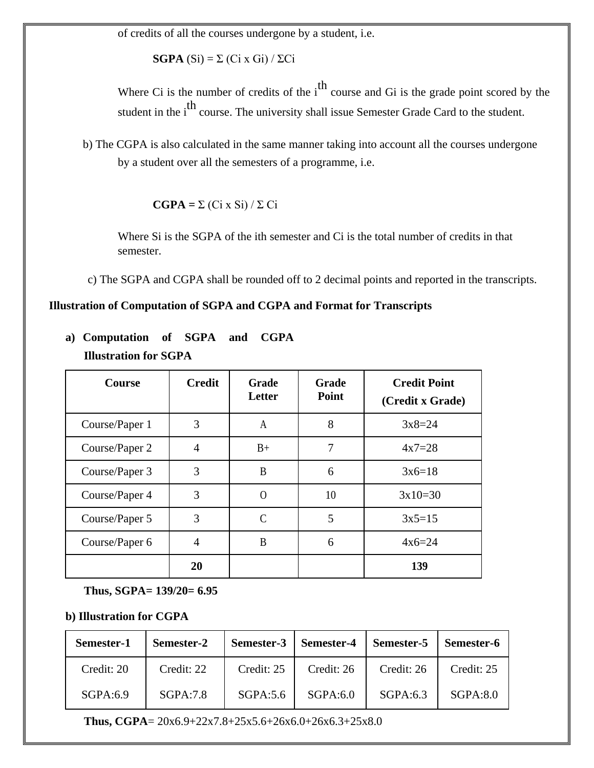of credits of all the courses undergone by a student, i.e.

**SGPA** ($S_i$) = $\Sigma$ ($C_i$ x $G_i$) / $\Sigma C_i$

Where $C_i$ is the number of credits of the $i^{th}$ course and $G_i$ is the grade point scored by the student in the $i^{th}$ course. The university shall issue Semester Grade Card to the student.

b) The CGPA is also calculated in the same manner taking into account all the courses undergone by a student over all the semesters of a programme, i.e.

**CGPA =** $\Sigma$ ($C_i$ x $S_i$) / $\Sigma$ $C_i$

Where $S_i$ is the SGPA of the ith semester and $C_i$ is the total number of credits in that semester.

c) The SGPA and CGPA shall be rounded off to 2 decimal points and reported in the transcripts.

**Illustration of Computation of SGPA and CGPA and Format for Transcripts**

**a) Computation of SGPA and CGPA**

**Illustration for SGPA**

| Course | Credit | Grade Letter | Grade Point | Credit Point (Credit x Grade) |
|---|---|---|---|---|
| Course/Paper 1 | 3 | A | 8 | 3x8=24 |
| Course/Paper 2 | 4 | B+ | 7 | 4x7=28 |
| Course/Paper 3 | 3 | B | 6 | 3x6=18 |
| Course/Paper 4 | 3 | O | 10 | 3x10=30 |
| Course/Paper 5 | 3 | C | 5 | 3x5=15 |
| Course/Paper 6 | 4 | B | 6 | 4x6=24 |
| | **20** | | | **139** |

**Thus, SGPA= 139/20= 6.95**

**b) Illustration for CGPA**

| Semester-1 | Semester-2 | Semester-3 | Semester-4 | Semester-5 | Semester-6 |
|---|---|---|---|---|---|
| Credit: 20<br>SGPA:6.9 | Credit: 22<br>SGPA:7.8 | Credit: 25<br>SGPA:5.6 | Credit: 26<br>SGPA:6.0 | Credit: 26<br>SGPA:6.3 | Credit: 25<br>SGPA:8.0 |

**Thus, CGPA**= 20x6.9+22x7.8+25x5.6+26x6.0+26x6.3+25x8.0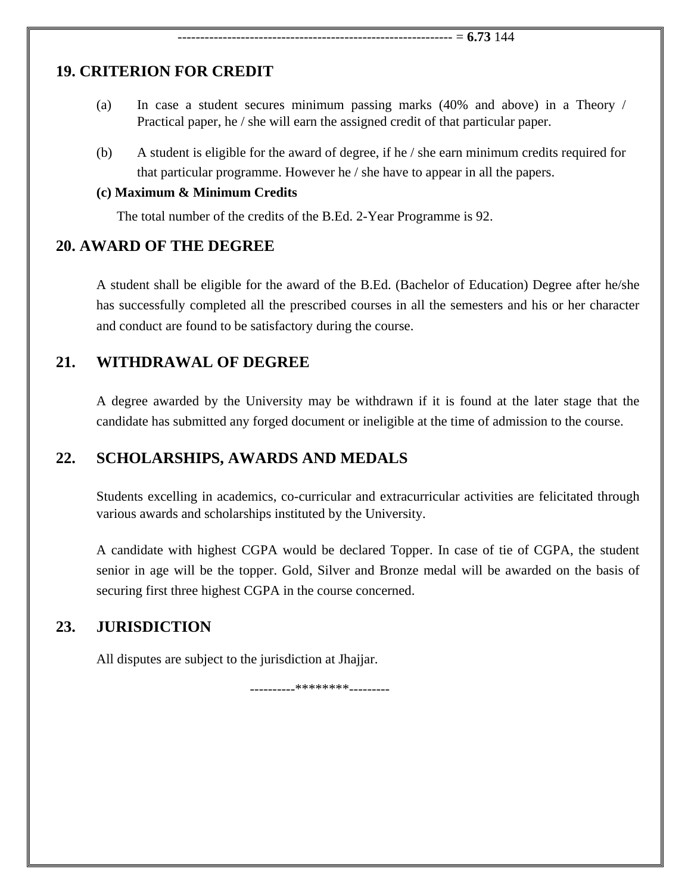------------------------------------------------------------ = **6.73** 144

## 19. CRITERION FOR CREDIT

(a) In case a student secures minimum passing marks (40% and above) in a Theory / Practical paper, he / she will earn the assigned credit of that particular paper.

(b) A student is eligible for the award of degree, if he / she earn minimum credits required for that particular programme. However he / she have to appear in all the papers.

**(c) Maximum & Minimum Credits**

The total number of the credits of the B.Ed. 2-Year Programme is 92.

## 20. AWARD OF THE DEGREE

A student shall be eligible for the award of the B.Ed. (Bachelor of Education) Degree after he/she has successfully completed all the prescribed courses in all the semesters and his or her character and conduct are found to be satisfactory during the course.

## 21. WITHDRAWAL OF DEGREE

A degree awarded by the University may be withdrawn if it is found at the later stage that the candidate has submitted any forged document or ineligible at the time of admission to the course.

## 22. SCHOLARSHIPS, AWARDS AND MEDALS

Students excelling in academics, co-curricular and extracurricular activities are felicitated through various awards and scholarships instituted by the University.

A candidate with highest CGPA would be declared Topper. In case of tie of CGPA, the student senior in age will be the topper. Gold, Silver and Bronze medal will be awarded on the basis of securing first three highest CGPA in the course concerned.

## 23. JURISDICTION

All disputes are subject to the jurisdiction at Jhajjar.

----------********---------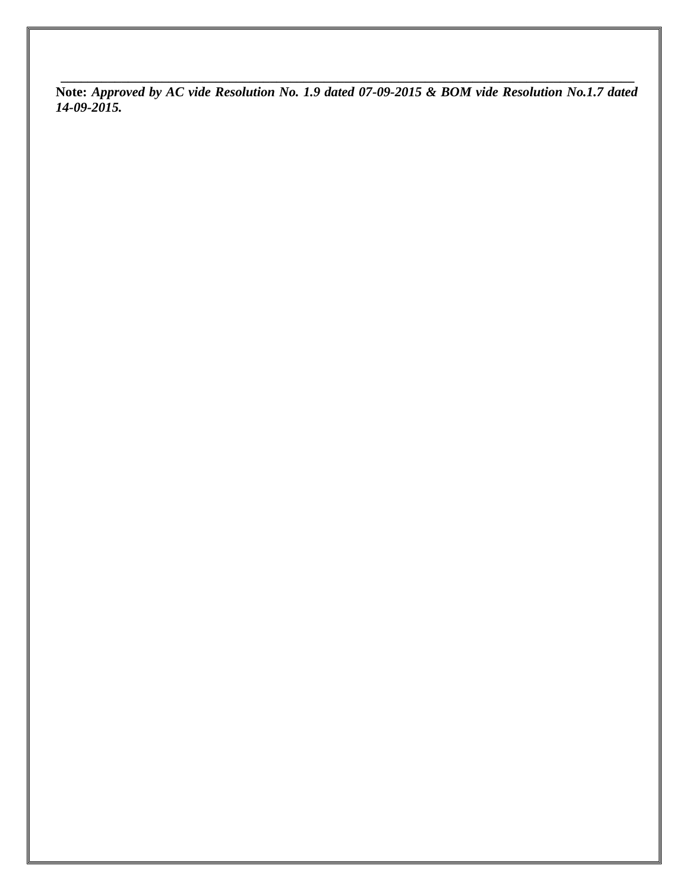---

**Note:** ***Approved by AC vide Resolution No. 1.9 dated 07-09-2015 & BOM vide Resolution No.1.7 dated 14-09-2015.***